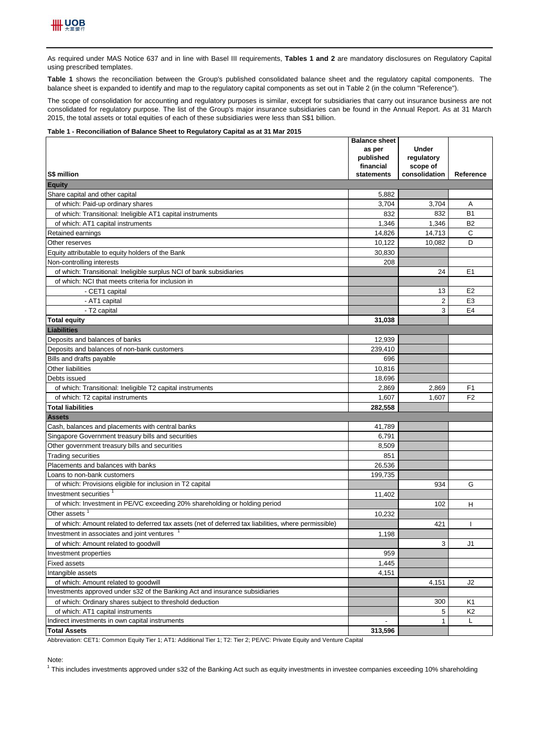As required under MAS Notice 637 and in line with Basel III requirements, **Tables 1 and 2** are mandatory disclosures on Regulatory Capital using prescribed templates.

**Table 1** shows the reconciliation between the Group's published consolidated balance sheet and the regulatory capital components. The balance sheet is expanded to identify and map to the regulatory capital components as set out in Table 2 (in the column "Reference").

The scope of consolidation for accounting and regulatory purposes is similar, except for subsidiaries that carry out insurance business are not consolidated for regulatory purpose. The list of the Group's major insurance subsidiaries can be found in the Annual Report. As at 31 March 2015, the total assets or total equities of each of these subsidiaries were less than S$1 billion.

**Table 1 - Reconciliation of Balance Sheet to Regulatory Capital as at 31 Mar 2015**

| S$ million | Balance sheet as per published financial statements | Under regulatory scope of consolidation | Reference |
|---|---|---|---|
| **Equity** | | | |
| Share capital and other capital | 5,882 | | |
| of which: Paid-up ordinary shares | 3,704 | 3,704 | A |
| of which: Transitional: Ineligible AT1 capital instruments | 832 | 832 | B1 |
| of which: AT1 capital instruments | 1,346 | 1,346 | B2 |
| Retained earnings | 14,826 | 14,713 | C |
| Other reserves | 10,122 | 10,082 | D |
| Equity attributable to equity holders of the Bank | 30,830 | | |
| Non-controlling interests | 208 | | |
| of which: Transitional: Ineligible surplus NCI of bank subsidiaries | | 24 | E1 |
| of which: NCI that meets criteria for inclusion in | | | |
| - CET1 capital | | 13 | E2 |
| - AT1 capital | | 2 | E3 |
| - T2 capital | | 3 | E4 |
| **Total equity** | **31,038** | | |
| **Liabilities** | | | |
| Deposits and balances of banks | 12,939 | | |
| Deposits and balances of non-bank customers | 239,410 | | |
| Bills and drafts payable | 696 | | |
| Other liabilities | 10,816 | | |
| Debts issued | 18,696 | | |
| of which: Transitional: Ineligible T2 capital instruments | 2,869 | 2,869 | F1 |
| of which: T2 capital instruments | 1,607 | 1,607 | F2 |
| **Total liabilities** | **282,558** | | |
| **Assets** | | | |
| Cash, balances and placements with central banks | 41,789 | | |
| Singapore Government treasury bills and securities | 6,791 | | |
| Other government treasury bills and securities | 8,509 | | |
| Trading securities | 851 | | |
| Placements and balances with banks | 26,536 | | |
| Loans to non-bank customers | 199,735 | | |
| of which: Provisions eligible for inclusion in T2 capital | | 934 | G |
| Investment securities [1] | 11,402 | | |
| of which: Investment in PE/VC exceeding 20% shareholding or holding period | | 102 | H |
| Other assets [1] | 10,232 | | |
| of which: Amount related to deferred tax assets (net of deferred tax liabilities, where permissible) | | 421 | I |
| Investment in associates and joint ventures [1] | 1,198 | | |
| of which: Amount related to goodwill | | 3 | J1 |
| Investment properties | 959 | | |
| Fixed assets | 1,445 | | |
| Intangible assets | 4,151 | | |
| of which: Amount related to goodwill | | 4,151 | J2 |
| Investments approved under s32 of the Banking Act and insurance subsidiaries | | | |
| of which: Ordinary shares subject to threshold deduction | | 300 | K1 |
| of which: AT1 capital instruments | | 5 | K2 |
| Indirect investments in own capital instruments | - | 1 | L |
| **Total Assets** | **313,596** | | |

Abbreviation: CET1: Common Equity Tier 1; AT1: Additional Tier 1; T2: Tier 2; PE/VC: Private Equity and Venture Capital

Note:

[1] This includes investments approved under s32 of the Banking Act such as equity investments in investee companies exceeding 10% shareholding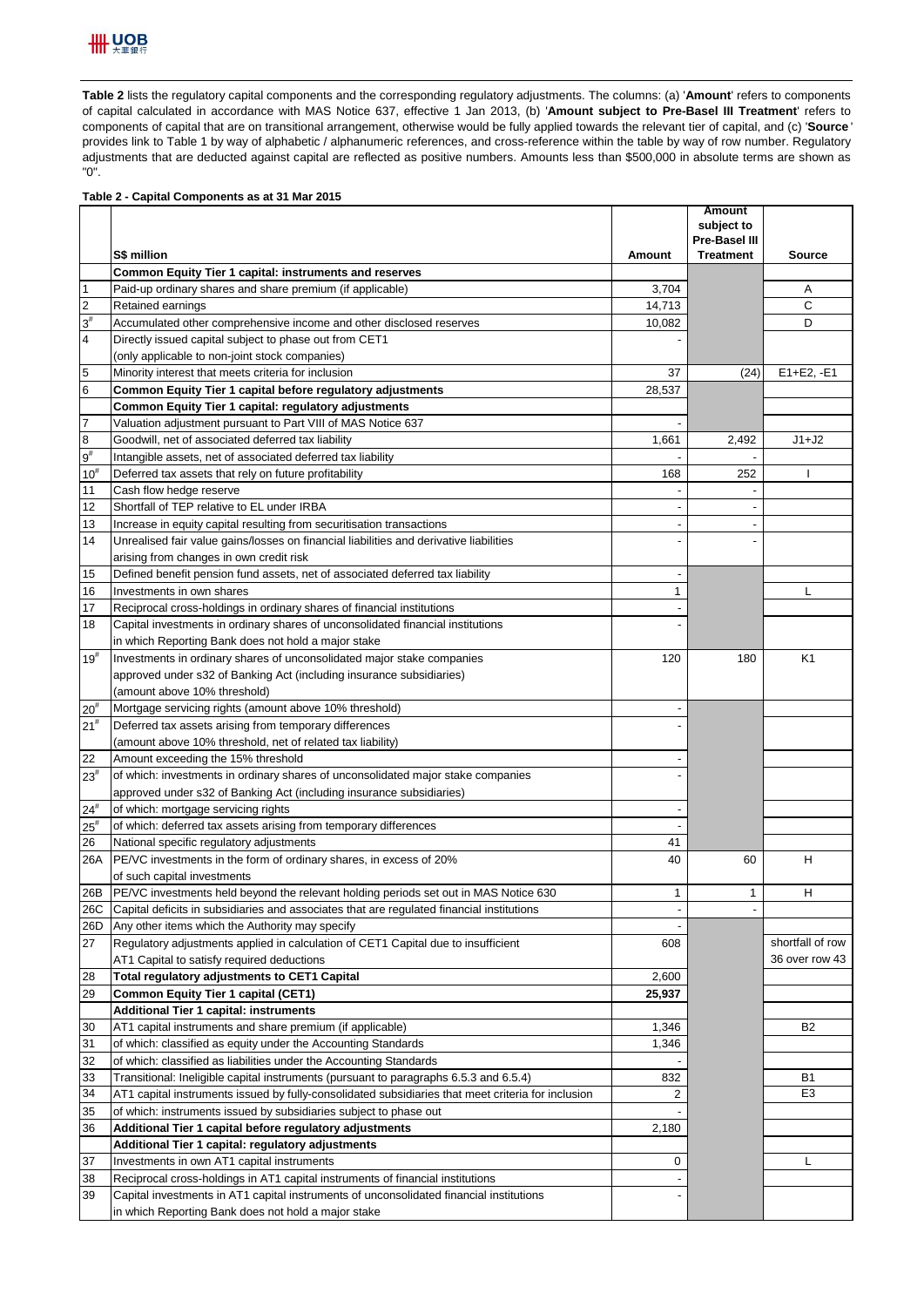**Table 2** lists the regulatory capital components and the corresponding regulatory adjustments. The columns: (a) '**Amount**' refers to components of capital calculated in accordance with MAS Notice 637, effective 1 Jan 2013, (b) '**Amount subject to Pre-Basel III Treatment**' refers to components of capital that are on transitional arrangement, otherwise would be fully applied towards the relevant tier of capital, and (c) '**Source**' provides link to Table 1 by way of alphabetic / alphanumeric references, and cross-reference within the table by way of row number. Regulatory adjustments that are deducted against capital are reflected as positive numbers. Amounts less than $500,000 in absolute terms are shown as "0".

**Table 2 - Capital Components as at 31 Mar 2015**

| | S$ million | Amount | Amount subject to Pre-Basel III Treatment | Source |
|---|---|---|---|---|
| | **Common Equity Tier 1 capital: instruments and reserves** | | | |
| 1 | Paid-up ordinary shares and share premium (if applicable) | 3,704 | | A |
| 2 | Retained earnings | 14,713 | | C |
| 3# | Accumulated other comprehensive income and other disclosed reserves | 10,082 | | D |
| 4 | Directly issued capital subject to phase out from CET1 (only applicable to non-joint stock companies) | - | | |
| 5 | Minority interest that meets criteria for inclusion | 37 | (24) | E1+E2, -E1 |
| 6 | **Common Equity Tier 1 capital before regulatory adjustments** | 28,537 | | |
| | **Common Equity Tier 1 capital: regulatory adjustments** | | | |
| 7 | Valuation adjustment pursuant to Part VIII of MAS Notice 637 | - | | |
| 8 | Goodwill, net of associated deferred tax liability | 1,661 | 2,492 | J1+J2 |
| 9# | Intangible assets, net of associated deferred tax liability | - | - | |
| 10# | Deferred tax assets that rely on future profitability | 168 | 252 | I |
| 11 | Cash flow hedge reserve | - | - | |
| 12 | Shortfall of TEP relative to EL under IRBA | - | - | |
| 13 | Increase in equity capital resulting from securitisation transactions | - | - | |
| 14 | Unrealised fair value gains/losses on financial liabilities and derivative liabilities arising from changes in own credit risk | - | - | |
| 15 | Defined benefit pension fund assets, net of associated deferred tax liability | - | | |
| 16 | Investments in own shares | 1 | | L |
| 17 | Reciprocal cross-holdings in ordinary shares of financial institutions | - | | |
| 18 | Capital investments in ordinary shares of unconsolidated financial institutions in which Reporting Bank does not hold a major stake | - | | |
| 19# | Investments in ordinary shares of unconsolidated major stake companies approved under s32 of Banking Act (including insurance subsidiaries) (amount above 10% threshold) | 120 | 180 | K1 |
| 20# | Mortgage servicing rights (amount above 10% threshold) | - | | |
| 21# | Deferred tax assets arising from temporary differences (amount above 10% threshold, net of related tax liability) | - | | |
| 22 | Amount exceeding the 15% threshold | - | | |
| 23# | of which: investments in ordinary shares of unconsolidated major stake companies approved under s32 of Banking Act (including insurance subsidiaries) | - | | |
| 24# | of which: mortgage servicing rights | - | | |
| 25# | of which: deferred tax assets arising from temporary differences | - | | |
| 26 | National specific regulatory adjustments | 41 | | |
| 26A | PE/VC investments in the form of ordinary shares, in excess of 20% of such capital investments | 40 | 60 | H |
| 26B | PE/VC investments held beyond the relevant holding periods set out in MAS Notice 630 | 1 | 1 | H |
| 26C | Capital deficits in subsidiaries and associates that are regulated financial institutions | - | - | |
| 26D | Any other items which the Authority may specify | - | | |
| 27 | Regulatory adjustments applied in calculation of CET1 Capital due to insufficient AT1 Capital to satisfy required deductions | 608 | | shortfall of row 36 over row 43 |
| 28 | **Total regulatory adjustments to CET1 Capital** | 2,600 | | |
| 29 | **Common Equity Tier 1 capital (CET1)** | **25,937** | | |
| | **Additional Tier 1 capital: instruments** | | | |
| 30 | AT1 capital instruments and share premium (if applicable) | 1,346 | | B2 |
| 31 | of which: classified as equity under the Accounting Standards | 1,346 | | |
| 32 | of which: classified as liabilities under the Accounting Standards | - | | |
| 33 | Transitional: Ineligible capital instruments (pursuant to paragraphs 6.5.3 and 6.5.4) | 832 | | B1 |
| 34 | AT1 capital instruments issued by fully-consolidated subsidiaries that meet criteria for inclusion | 2 | | E3 |
| 35 | of which: instruments issued by subsidiaries subject to phase out | - | | |
| 36 | **Additional Tier 1 capital before regulatory adjustments** | 2,180 | | |
| | **Additional Tier 1 capital: regulatory adjustments** | | | |
| 37 | Investments in own AT1 capital instruments | 0 | | L |
| 38 | Reciprocal cross-holdings in AT1 capital instruments of financial institutions | - | | |
| 39 | Capital investments in AT1 capital instruments of unconsolidated financial institutions in which Reporting Bank does not hold a major stake | - | | |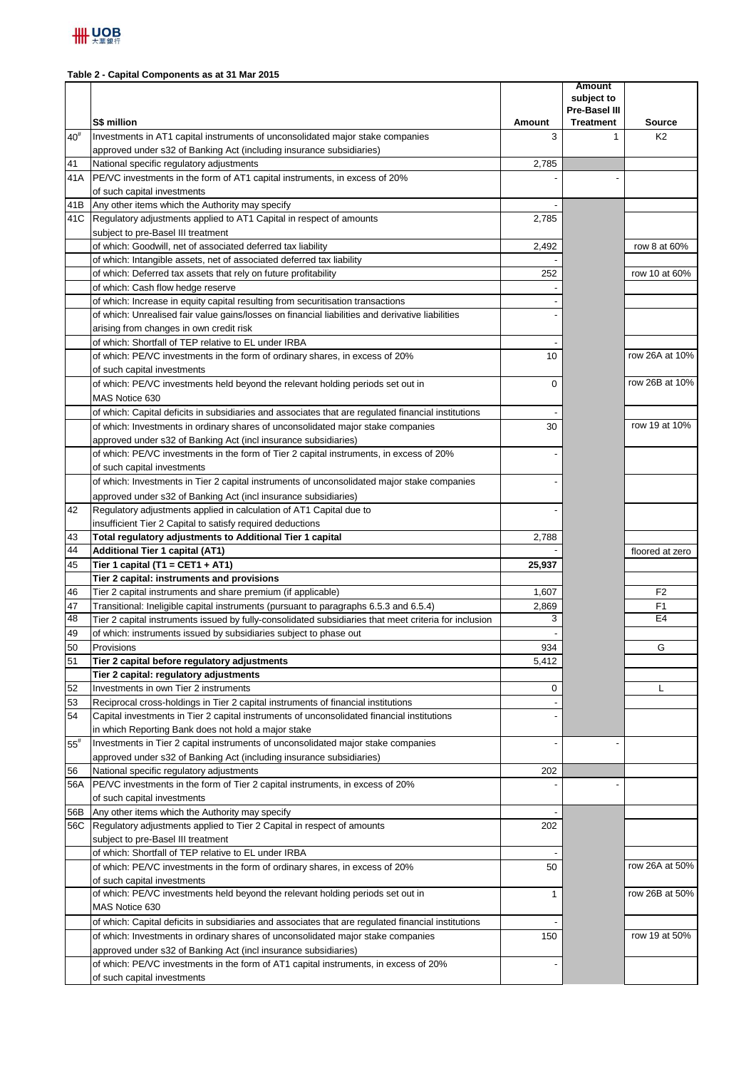**Table 2 - Capital Components as at 31 Mar 2015**

| | S$ million | Amount | Amount subject to Pre-Basel III Treatment | Source |
|---|---|---|---|---|
| 40# | Investments in AT1 capital instruments of unconsolidated major stake companies approved under s32 of Banking Act (including insurance subsidiaries) | 3 | 1 | K2 |
| 41 | National specific regulatory adjustments | 2,785 | | |
| 41A | PE/VC investments in the form of AT1 capital instruments, in excess of 20% of such capital investments | - | - | |
| 41B | Any other items which the Authority may specify | - | | |
| 41C | Regulatory adjustments applied to AT1 Capital in respect of amounts subject to pre-Basel III treatment | 2,785 | | |
| | of which: Goodwill, net of associated deferred tax liability | 2,492 | | row 8 at 60% |
| | of which: Intangible assets, net of associated deferred tax liability | - | | |
| | of which: Deferred tax assets that rely on future profitability | 252 | | row 10 at 60% |
| | of which: Cash flow hedge reserve | - | | |
| | of which: Increase in equity capital resulting from securitisation transactions | - | | |
| | of which: Unrealised fair value gains/losses on financial liabilities and derivative liabilities arising from changes in own credit risk | - | | |
| | of which: Shortfall of TEP relative to EL under IRBA | - | | |
| | of which: PE/VC investments in the form of ordinary shares, in excess of 20% of such capital investments | 10 | | row 26A at 10% |
| | of which: PE/VC investments held beyond the relevant holding periods set out in MAS Notice 630 | 0 | | row 26B at 10% |
| | of which: Capital deficits in subsidiaries and associates that are regulated financial institutions | - | | |
| | of which: Investments in ordinary shares of unconsolidated major stake companies approved under s32 of Banking Act (incl insurance subsidiaries) | 30 | | row 19 at 10% |
| | of which: PE/VC investments in the form of Tier 2 capital instruments, in excess of 20% of such capital investments | - | | |
| | of which: Investments in Tier 2 capital instruments of unconsolidated major stake companies approved under s32 of Banking Act (incl insurance subsidiaries) | - | | |
| 42 | Regulatory adjustments applied in calculation of AT1 Capital due to insufficient Tier 2 Capital to satisfy required deductions | - | | |
| 43 | **Total regulatory adjustments to Additional Tier 1 capital** | 2,788 | | |
| 44 | **Additional Tier 1 capital (AT1)** | - | | floored at zero |
| 45 | **Tier 1 capital (T1 = CET1 + AT1)** | **25,937** | | |
| | **Tier 2 capital: instruments and provisions** | | | |
| 46 | Tier 2 capital instruments and share premium (if applicable) | 1,607 | | F2 |
| 47 | Transitional: Ineligible capital instruments (pursuant to paragraphs 6.5.3 and 6.5.4) | 2,869 | | F1 |
| 48 | Tier 2 capital instruments issued by fully-consolidated subsidiaries that meet criteria for inclusion | 3 | | E4 |
| 49 | of which: instruments issued by subsidiaries subject to phase out | - | | |
| 50 | Provisions | 934 | | G |
| 51 | **Tier 2 capital before regulatory adjustments** | 5,412 | | |
| | **Tier 2 capital: regulatory adjustments** | | | |
| 52 | Investments in own Tier 2 instruments | 0 | | L |
| 53 | Reciprocal cross-holdings in Tier 2 capital instruments of financial institutions | - | | |
| 54 | Capital investments in Tier 2 capital instruments of unconsolidated financial institutions in which Reporting Bank does not hold a major stake | - | | |
| 55# | Investments in Tier 2 capital instruments of unconsolidated major stake companies approved under s32 of Banking Act (including insurance subsidiaries) | - | - | |
| 56 | National specific regulatory adjustments | 202 | | |
| 56A | PE/VC investments in the form of Tier 2 capital instruments, in excess of 20% of such capital investments | - | - | |
| 56B | Any other items which the Authority may specify | - | | |
| 56C | Regulatory adjustments applied to Tier 2 Capital in respect of amounts subject to pre-Basel III treatment | 202 | | |
| | of which: Shortfall of TEP relative to EL under IRBA | - | | |
| | of which: PE/VC investments in the form of ordinary shares, in excess of 20% of such capital investments | 50 | | row 26A at 50% |
| | of which: PE/VC investments held beyond the relevant holding periods set out in MAS Notice 630 | 1 | | row 26B at 50% |
| | of which: Capital deficits in subsidiaries and associates that are regulated financial institutions | - | | |
| | of which: Investments in ordinary shares of unconsolidated major stake companies approved under s32 of Banking Act (incl insurance subsidiaries) | 150 | | row 19 at 50% |
| | of which: PE/VC investments in the form of AT1 capital instruments, in excess of 20% of such capital investments | - | | |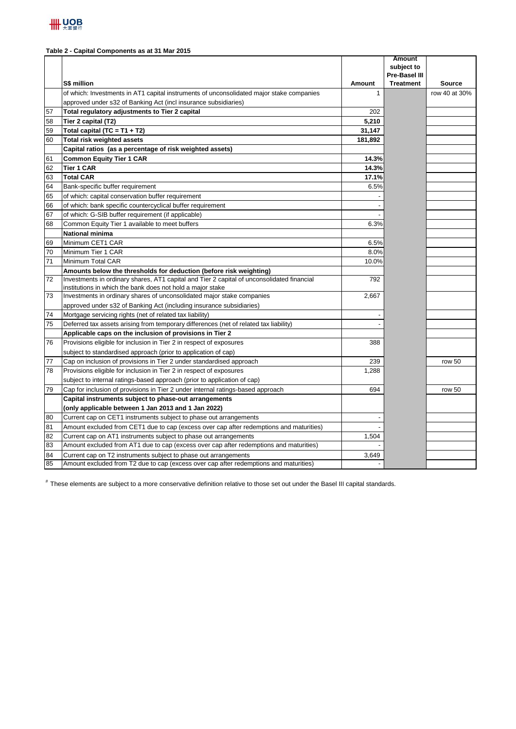**Table 2 - Capital Components as at 31 Mar 2015**

| | S$ million | Amount | Amount subject to Pre-Basel III Treatment | Source |
|---|---|---|---|---|
| | of which: Investments in AT1 capital instruments of unconsolidated major stake companies approved under s32 of Banking Act (incl insurance subsidiaries) | 1 | | row 40 at 30% |
| 57 | **Total regulatory adjustments to Tier 2 capital** | 202 | | |
| 58 | **Tier 2 capital (T2)** | **5,210** | | |
| 59 | **Total capital (TC = T1 + T2)** | **31,147** | | |
| 60 | **Total risk weighted assets** | **181,892** | | |
| | **Capital ratios (as a percentage of risk weighted assets)** | | | |
| 61 | **Common Equity Tier 1 CAR** | **14.3%** | | |
| 62 | **Tier 1 CAR** | **14.3%** | | |
| 63 | **Total CAR** | **17.1%** | | |
| 64 | Bank-specific buffer requirement | 6.5% | | |
| 65 | of which: capital conservation buffer requirement | - | | |
| 66 | of which: bank specific countercyclical buffer requirement | - | | |
| 67 | of which: G-SIB buffer requirement (if applicable) | - | | |
| 68 | Common Equity Tier 1 available to meet buffers | 6.3% | | |
| | **National minima** | | | |
| 69 | Minimum CET1 CAR | 6.5% | | |
| 70 | Minimum Tier 1 CAR | 8.0% | | |
| 71 | Minimum Total CAR | 10.0% | | |
| | **Amounts below the thresholds for deduction (before risk weighting)** | | | |
| 72 | Investments in ordinary shares, AT1 capital and Tier 2 capital of unconsolidated financial institutions in which the bank does not hold a major stake | 792 | | |
| 73 | Investments in ordinary shares of unconsolidated major stake companies approved under s32 of Banking Act (including insurance subsidiaries) | 2,667 | | |
| 74 | Mortgage servicing rights (net of related tax liability) | - | | |
| 75 | Deferred tax assets arising from temporary differences (net of related tax liability) | - | | |
| | **Applicable caps on the inclusion of provisions in Tier 2** | | | |
| 76 | Provisions eligible for inclusion in Tier 2 in respect of exposures subject to standardised approach (prior to application of cap) | 388 | | |
| 77 | Cap on inclusion of provisions in Tier 2 under standardised approach | 239 | | row 50 |
| 78 | Provisions eligible for inclusion in Tier 2 in respect of exposures subject to internal ratings-based approach (prior to application of cap) | 1,288 | | |
| 79 | Cap for inclusion of provisions in Tier 2 under internal ratings-based approach | 694 | | row 50 |
| | **Capital instruments subject to phase-out arrangements (only applicable between 1 Jan 2013 and 1 Jan 2022)** | | | |
| 80 | Current cap on CET1 instruments subject to phase out arrangements | - | | |
| 81 | Amount excluded from CET1 due to cap (excess over cap after redemptions and maturities) | - | | |
| 82 | Current cap on AT1 instruments subject to phase out arrangements | 1,504 | | |
| 83 | Amount excluded from AT1 due to cap (excess over cap after redemptions and maturities) | - | | |
| 84 | Current cap on T2 instruments subject to phase out arrangements | 3,649 | | |
| 85 | Amount excluded from T2 due to cap (excess over cap after redemptions and maturities) | - | | |

# These elements are subject to a more conservative definition relative to those set out under the Basel III capital standards.